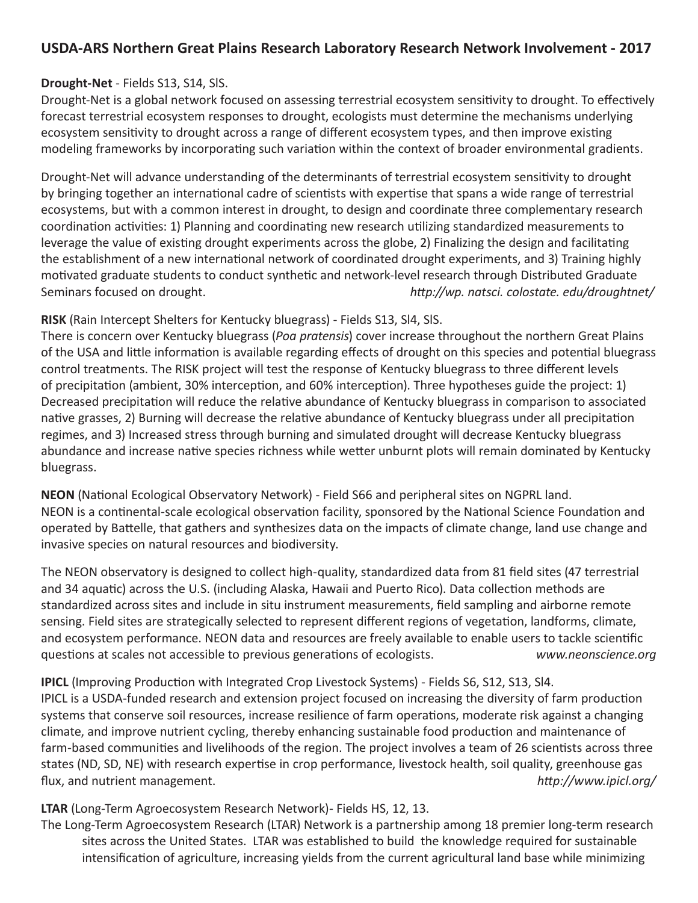# USDA-ARS Northern Great Plains Research Laboratory Research Network Involvement - 2017

**Drought-Net** - Fields S13, S14, SlS.

Drought-Net is a global network focused on assessing terrestrial ecosystem sensitivity to drought. To effectively forecast terrestrial ecosystem responses to drought, ecologists must determine the mechanisms underlying ecosystem sensitivity to drought across a range of different ecosystem types, and then improve existing modeling frameworks by incorporating such variation within the context of broader environmental gradients.

Drought-Net will advance understanding of the determinants of terrestrial ecosystem sensitivity to drought by bringing together an international cadre of scientists with expertise that spans a wide range of terrestrial ecosystems, but with a common interest in drought, to design and coordinate three complementary research coordination activities: 1) Planning and coordinating new research utilizing standardized measurements to leverage the value of existing drought experiments across the globe, 2) Finalizing the design and facilitating the establishment of a new international network of coordinated drought experiments, and 3) Training highly motivated graduate students to conduct synthetic and network-level research through Distributed Graduate Seminars focused on drought. *http://wp. natsci. colostate. edu/droughtnet/*

**RISK** (Rain Intercept Shelters for Kentucky bluegrass) - Fields S13, Sl4, SlS.

There is concern over Kentucky bluegrass (*Poa pratensis*) cover increase throughout the northern Great Plains of the USA and little information is available regarding effects of drought on this species and potential bluegrass control treatments. The RISK project will test the response of Kentucky bluegrass to three different levels of precipitation (ambient, 30% interception, and 60% interception). Three hypotheses guide the project: 1) Decreased precipitation will reduce the relative abundance of Kentucky bluegrass in comparison to associated native grasses, 2) Burning will decrease the relative abundance of Kentucky bluegrass under all precipitation regimes, and 3) Increased stress through burning and simulated drought will decrease Kentucky bluegrass abundance and increase native species richness while wetter unburnt plots will remain dominated by Kentucky bluegrass.

**NEON** (National Ecological Observatory Network) - Field S66 and peripheral sites on NGPRL land.

NEON is a continental-scale ecological observation facility, sponsored by the National Science Foundation and operated by Battelle, that gathers and synthesizes data on the impacts of climate change, land use change and invasive species on natural resources and biodiversity.

The NEON observatory is designed to collect high-quality, standardized data from 81 field sites (47 terrestrial and 34 aquatic) across the U.S. (including Alaska, Hawaii and Puerto Rico). Data collection methods are standardized across sites and include in situ instrument measurements, field sampling and airborne remote sensing. Field sites are strategically selected to represent different regions of vegetation, landforms, climate, and ecosystem performance. NEON data and resources are freely available to enable users to tackle scientific questions at scales not accessible to previous generations of ecologists. *www.neonscience.org*

**IPICL** (Improving Production with Integrated Crop Livestock Systems) - Fields S6, S12, S13, Sl4.

IPICL is a USDA-funded research and extension project focused on increasing the diversity of farm production systems that conserve soil resources, increase resilience of farm operations, moderate risk against a changing climate, and improve nutrient cycling, thereby enhancing sustainable food production and maintenance of farm-based communities and livelihoods of the region. The project involves a team of 26 scientists across three states (ND, SD, NE) with research expertise in crop performance, livestock health, soil quality, greenhouse gas flux, and nutrient management. *http://www.ipicl.org/*

**LTAR** (Long-Term Agroecosystem Research Network)- Fields HS, 12, 13.

The Long-Term Agroecosystem Research (LTAR) Network is a partnership among 18 premier long-term research sites across the United States. LTAR was established to build the knowledge required for sustainable intensification of agriculture, increasing yields from the current agricultural land base while minimizing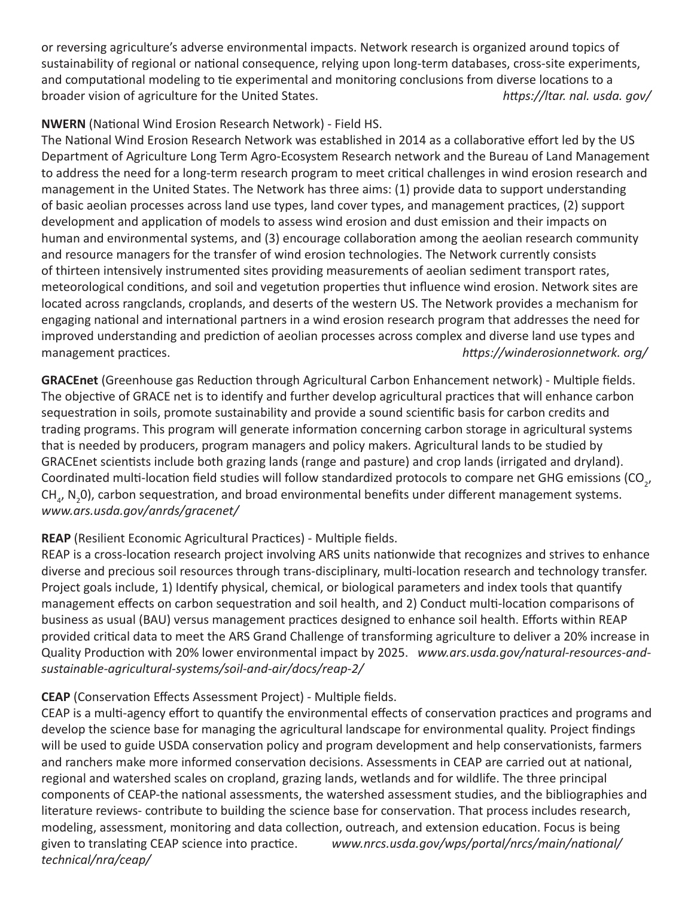or reversing agriculture's adverse environmental impacts. Network research is organized around topics of sustainability of regional or national consequence, relying upon long-term databases, cross-site experiments, and computational modeling to tie experimental and monitoring conclusions from diverse locations to a broader vision of agriculture for the United States. *https://ltar. nal. usda. gov/*

**NWERN** (National Wind Erosion Research Network) - Field HS.
The National Wind Erosion Research Network was established in 2014 as a collaborative effort led by the US Department of Agriculture Long Term Agro-Ecosystem Research network and the Bureau of Land Management to address the need for a long-term research program to meet critical challenges in wind erosion research and management in the United States. The Network has three aims: (1) provide data to support understanding of basic aeolian processes across land use types, land cover types, and management practices, (2) support development and application of models to assess wind erosion and dust emission and their impacts on human and environmental systems, and (3) encourage collaboration among the aeolian research community and resource managers for the transfer of wind erosion technologies. The Network currently consists of thirteen intensively instrumented sites providing measurements of aeolian sediment transport rates, meteorological conditions, and soil and vegetution properties thut influence wind erosion. Network sites are located across rangclands, croplands, and deserts of the western US. The Network provides a mechanism for engaging national and international partners in a wind erosion research program that addresses the need for improved understanding and prediction of aeolian processes across complex and diverse land use types and management practices. *https://winderosionnetwork. org/*

**GRACEnet** (Greenhouse gas Reduction through Agricultural Carbon Enhancement network) - Multiple fields.
The objective of GRACE net is to identify and further develop agricultural practices that will enhance carbon sequestration in soils, promote sustainability and provide a sound scientific basis for carbon credits and trading programs. This program will generate information concerning carbon storage in agricultural systems that is needed by producers, program managers and policy makers. Agricultural lands to be studied by GRACEnet scientists include both grazing lands (range and pasture) and crop lands (irrigated and dryland). Coordinated multi-location field studies will follow standardized protocols to compare net GHG emissions ($CO_2$, $CH_4$, $N_20$), carbon sequestration, and broad environmental benefits under different management systems. *www.ars.usda.gov/anrds/gracenet/*

**REAP** (Resilient Economic Agricultural Practices) - Multiple fields.
REAP is a cross-location research project involving ARS units nationwide that recognizes and strives to enhance diverse and precious soil resources through trans-disciplinary, multi-location research and technology transfer. Project goals include, 1) Identify physical, chemical, or biological parameters and index tools that quantify management effects on carbon sequestration and soil health, and 2) Conduct multi-location comparisons of business as usual (BAU) versus management practices designed to enhance soil health. Efforts within REAP provided critical data to meet the ARS Grand Challenge of transforming agriculture to deliver a 20% increase in Quality Production with 20% lower environmental impact by 2025. *www.ars.usda.gov/natural-resources-and-sustainable-agricultural-systems/soil-and-air/docs/reap-2/*

**CEAP** (Conservation Effects Assessment Project) - Multiple fields.
CEAP is a multi-agency effort to quantify the environmental effects of conservation practices and programs and develop the science base for managing the agricultural landscape for environmental quality. Project findings will be used to guide USDA conservation policy and program development and help conservationists, farmers and ranchers make more informed conservation decisions. Assessments in CEAP are carried out at national, regional and watershed scales on cropland, grazing lands, wetlands and for wildlife. The three principal components of CEAP-the national assessments, the watershed assessment studies, and the bibliographies and literature reviews- contribute to building the science base for conservation. That process includes research, modeling, assessment, monitoring and data collection, outreach, and extension education. Focus is being given to translating CEAP science into practice. *www.nrcs.usda.gov/wps/portal/nrcs/main/national/technical/nra/ceap/*